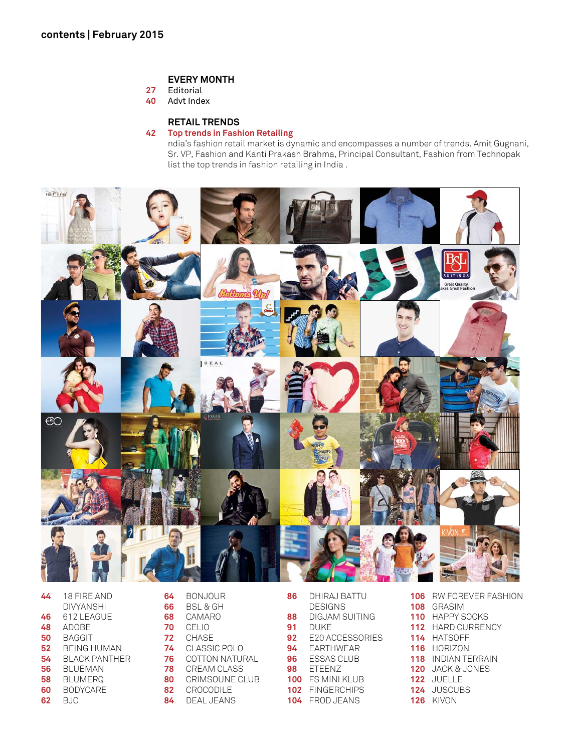# contents | February 2015

## EVERY MONTH

27 Editorial

40 Advt Index

## RETAIL TRENDS

42 **Top trends in Fashion Retailing**

ndia's fashion retail market is dynamic and encompasses a number of trends. Amit Gugnani, Sr. VP, Fashion and Kanti Prakash Brahma, Principal Consultant, Fashion from Technopak list the top trends in fashion retailing in India .

44 18 FIRE AND DIVYANSHI
46 612 LEAGUE
48 ADOBE
50 BAGGIT
52 BEING HUMAN
54 BLACK PANTHER
56 BLUEMAN
58 BLUMERQ
60 BODYCARE
62 BJC
64 BONJOUR
66 BSL & GH
68 CAMARO
70 CELIO
72 CHASE
74 CLASSIC POLO
76 COTTON NATURAL
78 CREAM CLASS
80 CRIMSOUNE CLUB
82 CROCODILE
84 DEAL JEANS
86 DHIRAJ BATTU DESIGNS
88 DIGJAM SUITING
91 DUKE
92 E20 ACCESSORIES
94 EARTHWEAR
96 ESSAS CLUB
98 ETEENZ
100 FS MINI KLUB
102 FINGERCHIPS
104 FROD JEANS
106 RW FOREVER FASHION
108 GRASIM
110 HAPPY SOCKS
112 HARD CURRENCY
114 HATSOFF
116 HORIZON
118 INDIAN TERRAIN
120 JACK & JONES
122 JUELLE
124 JUSCUBS
126 KIVON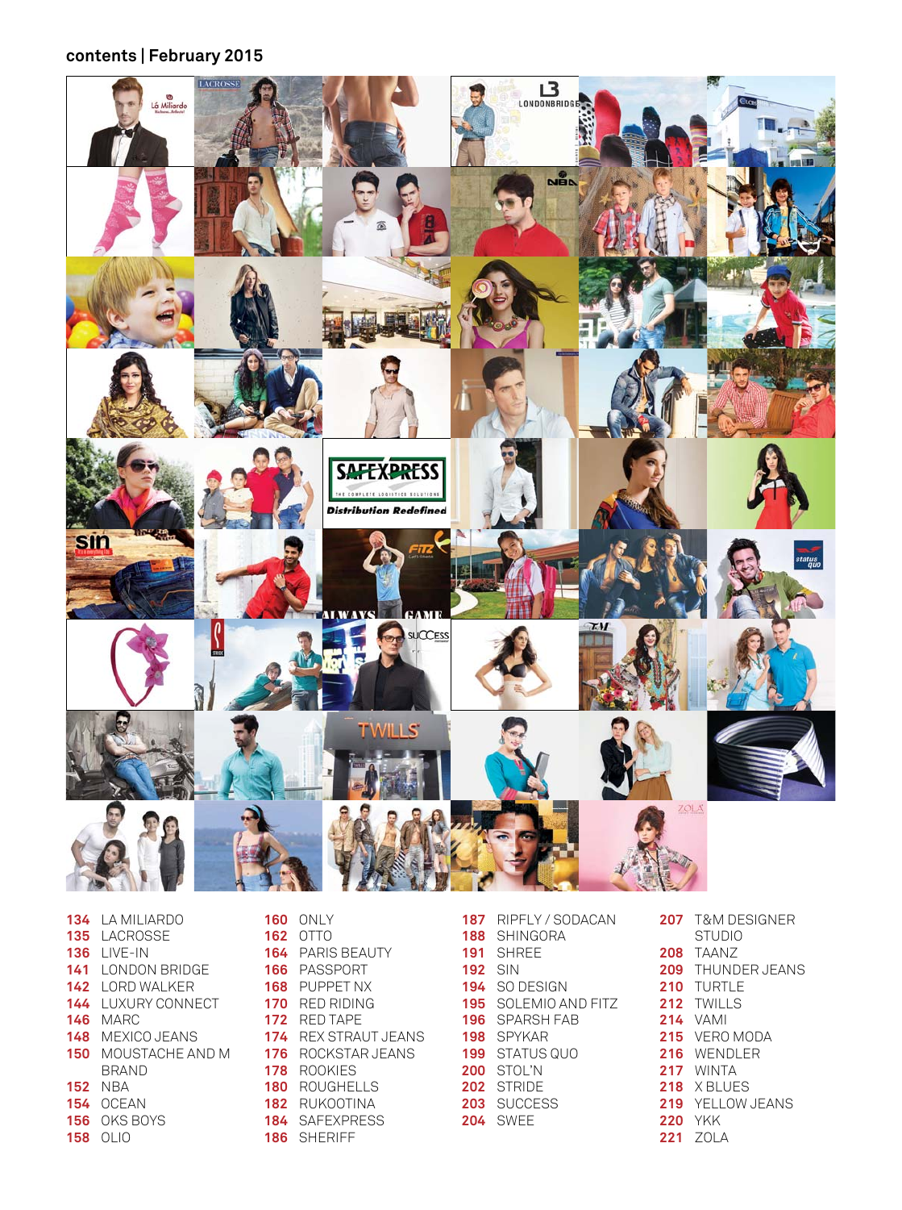## contents | February 2015

134 LA MILIARDO
135 LACROSSE
136 LIVE-IN
141 LONDON BRIDGE
142 LORD WALKER
144 LUXURY CONNECT
146 MARC
148 MEXICO JEANS
150 MOUSTACHE AND M BRAND
152 NBA
154 OCEAN
156 OKS BOYS
158 OLIO
160 ONLY
162 OTTO
164 PARIS BEAUTY
166 PASSPORT
168 PUPPET NX
170 RED RIDING
172 RED TAPE
174 REX STRAUT JEANS
176 ROCKSTAR JEANS
178 ROOKIES
180 ROUGHELLS
182 RUKOOTINA
184 SAFEXPRESS
186 SHERIFF
187 RIPFLY / SODACAN
188 SHINGORA
191 SHREE
192 SIN
194 SO DESIGN
195 SOLEMIO AND FITZ
196 SPARSH FAB
198 SPYKAR
199 STATUS QUO
200 STOL'N
202 STRIDE
203 SUCCESS
204 SWEE
207 T&M DESIGNER STUDIO
208 TAANZ
209 THUNDER JEANS
210 TURTLE
212 TWILLS
214 VAMI
215 VERO MODA
216 WENDLER
217 WINTA
218 X BLUES
219 YELLOW JEANS
220 YKK
221 ZOLA